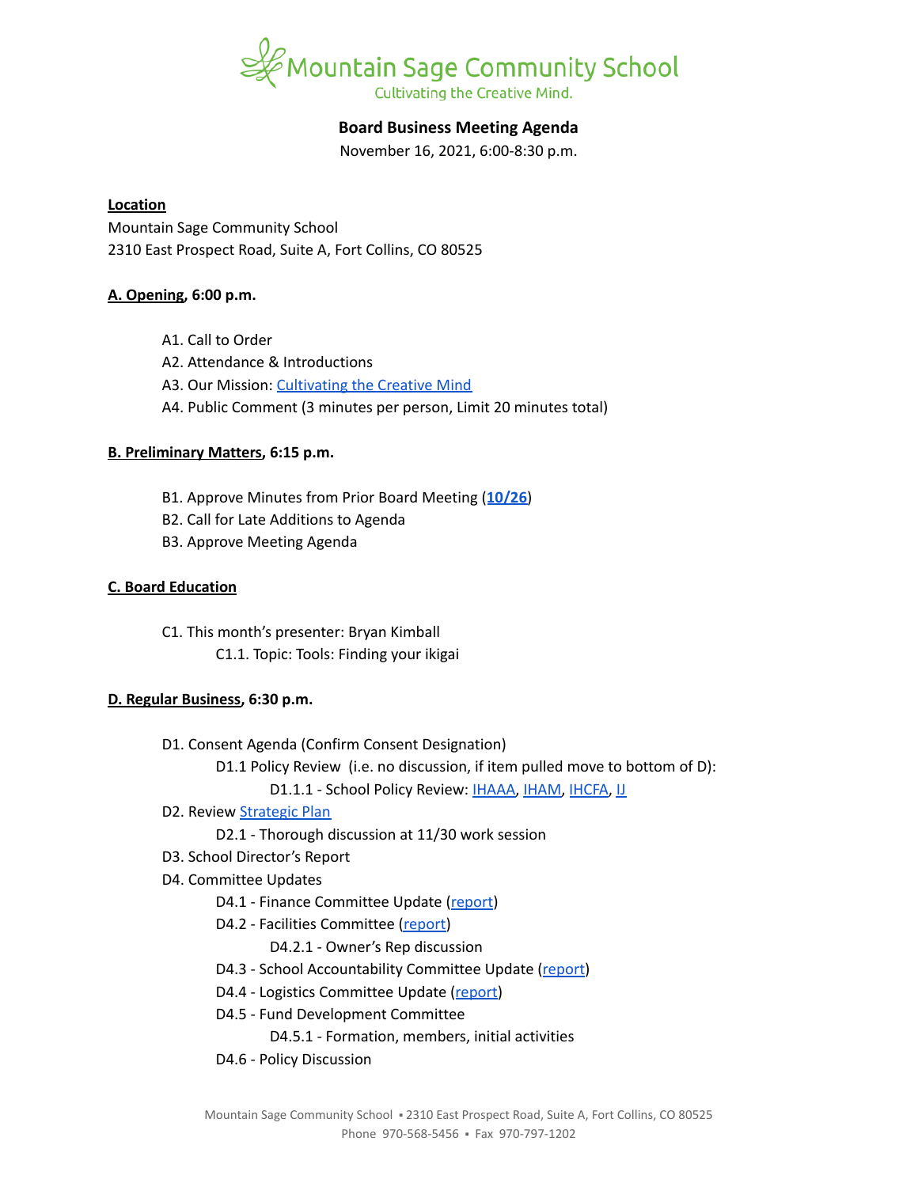Mountain Sage Community School

Cultivating the Creative Mind.

**Board Business Meeting Agenda**

November 16, 2021, 6:00-8:30 p.m.

**Location**

Mountain Sage Community School
2310 East Prospect Road, Suite A, Fort Collins, CO 80525

**A. Opening, 6:00 p.m.**

- A1. Call to Order
- A2. Attendance & Introductions
- A3. Our Mission: [Cultivating the Creative Mind]
- A4. Public Comment (3 minutes per person, Limit 20 minutes total)

**B. Preliminary Matters, 6:15 p.m.**

- B1. Approve Minutes from Prior Board Meeting (**[10/26]**)
- B2. Call for Late Additions to Agenda
- B3. Approve Meeting Agenda

**C. Board Education**

- C1. This month's presenter: Bryan Kimball
  - C1.1. Topic: Tools: Finding your ikigai

**D. Regular Business, 6:30 p.m.**

- D1. Consent Agenda (Confirm Consent Designation)
  - D1.1 Policy Review (i.e. no discussion, if item pulled move to bottom of D):
    - D1.1.1 - School Policy Review: [IHAAA], [IHAM], [IHCFA], [IJ]
- D2. Review [Strategic Plan]
  - D2.1 - Thorough discussion at 11/30 work session
- D3. School Director's Report
- D4. Committee Updates
  - D4.1 - Finance Committee Update ([report])
  - D4.2 - Facilities Committee ([report])
    - D4.2.1 - Owner's Rep discussion
  - D4.3 - School Accountability Committee Update ([report])
  - D4.4 - Logistics Committee Update ([report])
  - D4.5 - Fund Development Committee
    - D4.5.1 - Formation, members, initial activities
  - D4.6 - Policy Discussion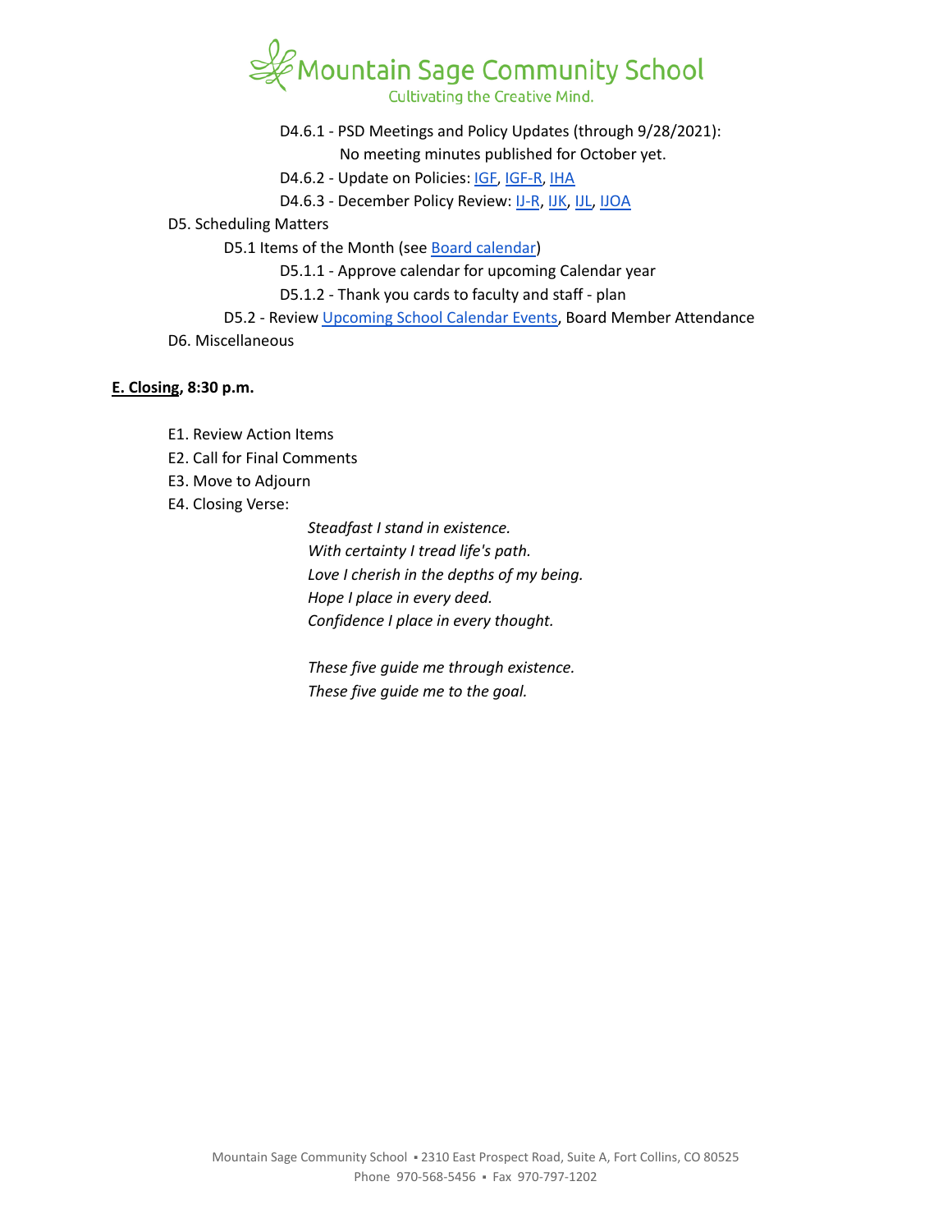D4.6.1 - PSD Meetings and Policy Updates (through 9/28/2021):
No meeting minutes published for October yet.

D4.6.2 - Update on Policies: IGF, IGF-R, IHA

D4.6.3 - December Policy Review: IJ-R, IJK, IJL, IJOA

D5. Scheduling Matters

D5.1 Items of the Month (see Board calendar)

D5.1.1 - Approve calendar for upcoming Calendar year

D5.1.2 - Thank you cards to faculty and staff - plan

D5.2 - Review Upcoming School Calendar Events, Board Member Attendance

D6. Miscellaneous

**E. Closing, 8:30 p.m.**

E1. Review Action Items

E2. Call for Final Comments

E3. Move to Adjourn

E4. Closing Verse:

*Steadfast I stand in existence.*
*With certainty I tread life's path.*
*Love I cherish in the depths of my being.*
*Hope I place in every deed.*
*Confidence I place in every thought.*

*These five guide me through existence.*
*These five guide me to the goal.*